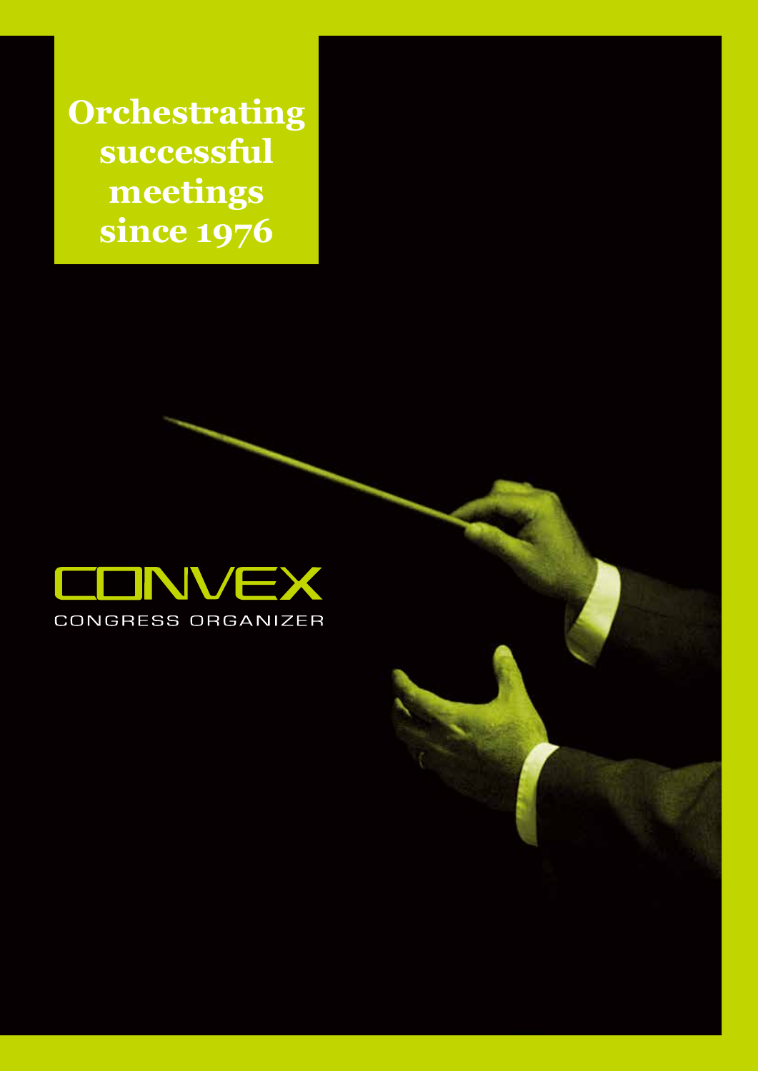# Orchestrating successful meetings since 1976

CONVEX

CONGRESS ORGANIZER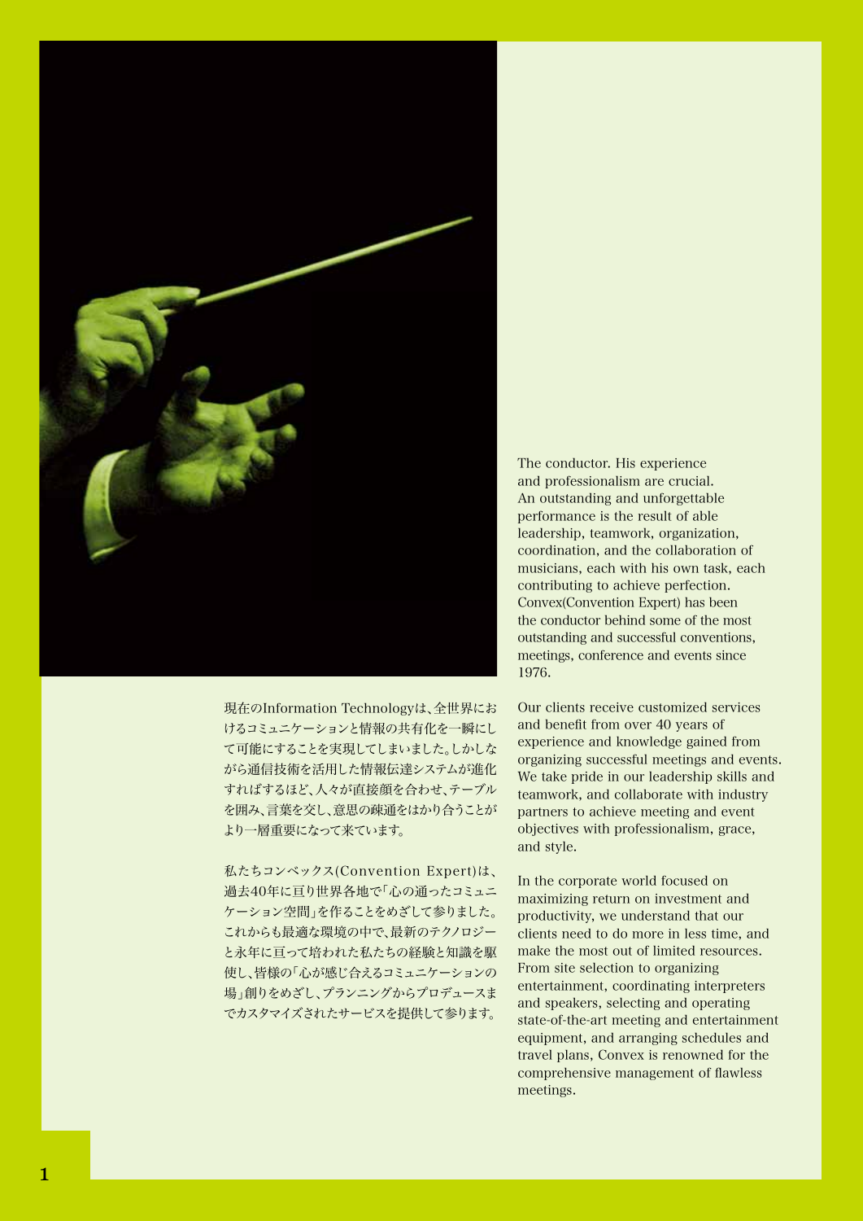The conductor. His experience and professionalism are crucial. An outstanding and unforgettable performance is the result of able leadership, teamwork, organization, coordination, and the collaboration of musicians, each with his own task, each contributing to achieve perfection. Convex(Convention Expert) has been the conductor behind some of the most outstanding and successful conventions, meetings, conference and events since 1976.

Our clients receive customized services and benefit from over 40 years of experience and knowledge gained from organizing successful meetings and events. We take pride in our leadership skills and teamwork, and collaborate with industry partners to achieve meeting and event objectives with professionalism, grace, and style.

In the corporate world focused on maximizing return on investment and productivity, we understand that our clients need to do more in less time, and make the most out of limited resources. From site selection to organizing entertainment, coordinating interpreters and speakers, selecting and operating state-of-the-art meeting and entertainment equipment, and arranging schedules and travel plans, Convex is renowned for the comprehensive management of flawless meetings.

現在のInformation Technologyは、全世界におけるコミュニケーションと情報の共有化を一瞬にして可能にすることを実現してしまいました。しかしながら通信技術を活用した情報伝達システムが進化すればするほど、人々が直接顔を合わせ、テーブルを囲み、言葉を交し、意思の疎通をはかり合うことがより一層重要になって来ています。

私たちコンベックス(Convention Expert)は、過去40年に亘り世界各地で「心の通ったコミュニケーション空間」を作ることをめざして参りました。これからも最適な環境の中で、最新のテクノロジーと永年に亘って培われた私たちの経験と知識を駆使し、皆様の「心が感じ合えるコミュニケーションの場」創りをめざし、プランニングからプロデュースまでカスタマイズされたサービスを提供して参ります。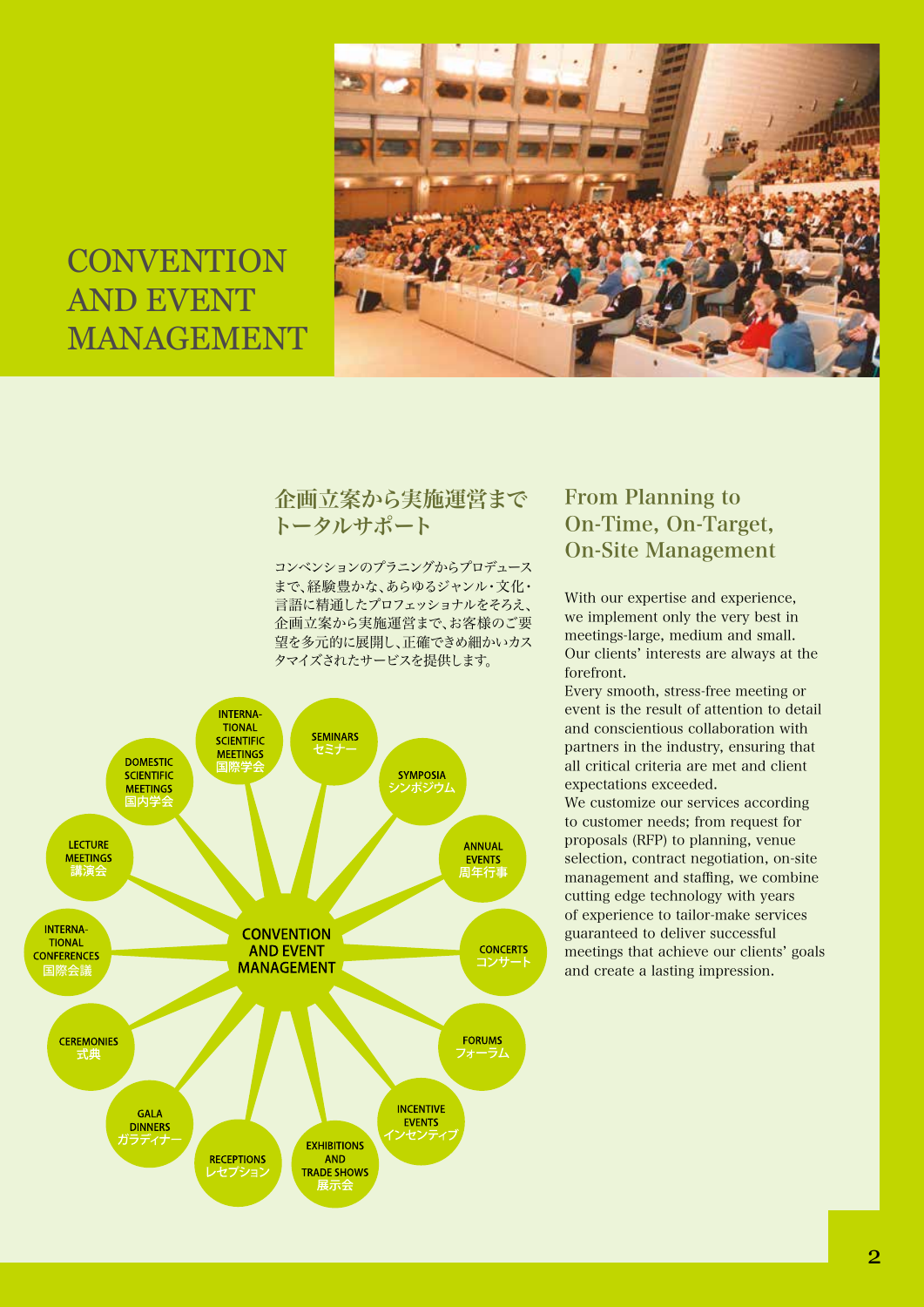# CONVENTION AND EVENT MANAGEMENT

## 企画立案から実施運営までトータルサポート

コンベンションのプラニングからプロデュースまで、経験豊かな、あらゆるジャンル・文化・言語に精通したプロフェッショナルをそろえ、企画立案から実施運営まで、お客様のご要望を多元的に展開し、正確できめ細かいカスタマイズされたサービスを提供します。

**CONVENTION AND EVENT MANAGEMENT**

- INTERNATIONAL SCIENTIFIC MEETINGS 国際学会
- SEMINARS セミナー
- SYMPOSIA シンポジウム
- ANNUAL EVENTS 周年行事
- CONCERTS コンサート
- FORUMS フォーラム
- INCENTIVE EVENTS インセンティブ
- EXHIBITIONS AND TRADE SHOWS 展示会
- RECEPTIONS レセプション
- GALA DINNERS ガラディナー
- CEREMONIES 式典
- INTERNATIONAL CONFERENCES 国際会議
- LECTURE MEETINGS 講演会
- DOMESTIC SCIENTIFIC MEETINGS 国内学会

## From Planning to On-Time, On-Target, On-Site Management

With our expertise and experience, we implement only the very best in meetings-large, medium and small. Our clients' interests are always at the forefront.

Every smooth, stress-free meeting or event is the result of attention to detail and conscientious collaboration with partners in the industry, ensuring that all critical criteria are met and client expectations exceeded.

We customize our services according to customer needs; from request for proposals (RFP) to planning, venue selection, contract negotiation, on-site management and staffing, we combine cutting edge technology with years of experience to tailor-make services guaranteed to deliver successful meetings that achieve our clients' goals and create a lasting impression.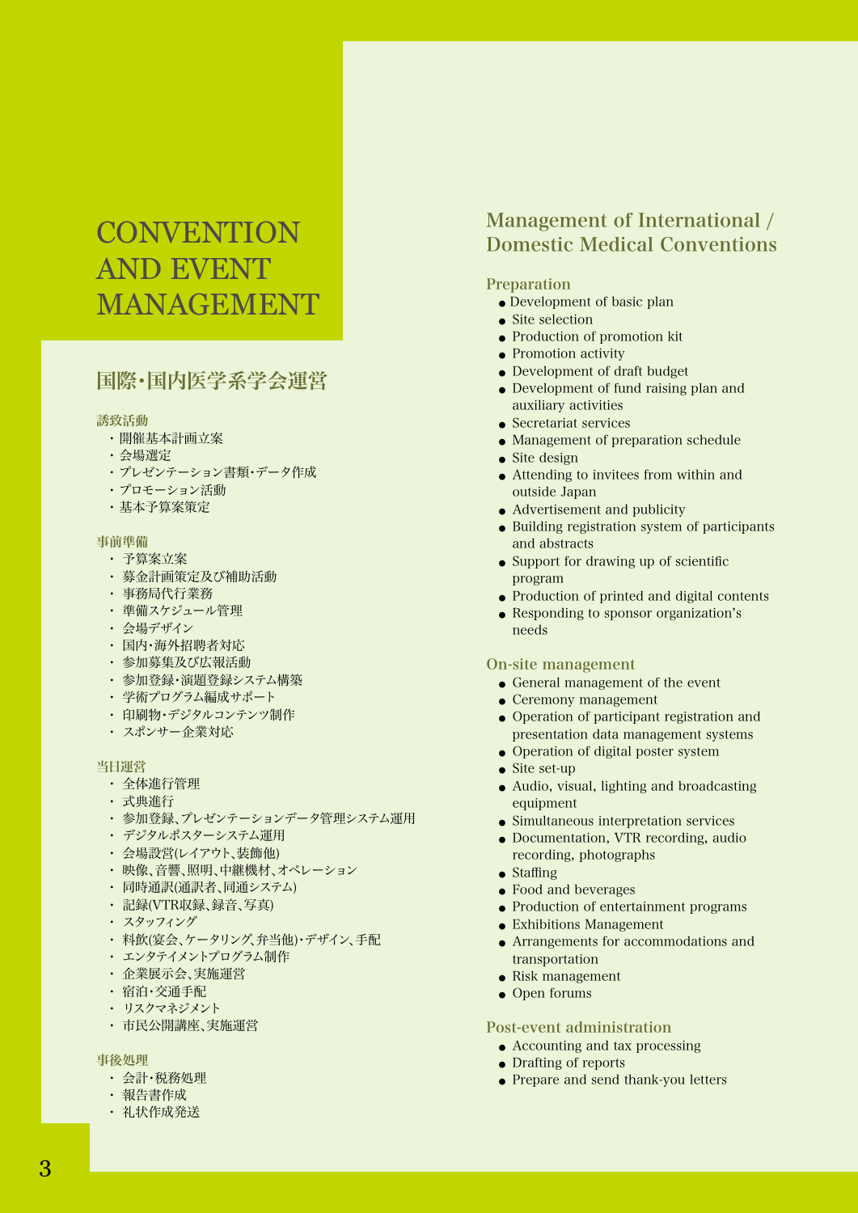# CONVENTION AND EVENT MANAGEMENT

## 国際・国内医学系学会運営

### 誘致活動

- 開催基本計画立案
- 会場選定
- プレゼンテーション書類・データ作成
- プロモーション活動
- 基本予算案策定

### 事前準備

- 予算案立案
- 募金計画策定及び補助活動
- 事務局代行業務
- 準備スケジュール管理
- 会場デザイン
- 国内・海外招聘者対応
- 参加募集及び広報活動
- 参加登録・演題登録システム構築
- 学術プログラム編成サポート
- 印刷物・デジタルコンテンツ制作
- スポンサー企業対応

### 当日運営

- 全体進行管理
- 式典進行
- 参加登録、プレゼンテーションデータ管理システム運用
- デジタルポスターシステム運用
- 会場設営(レイアウト、装飾他)
- 映像、音響、照明、中継機材、オペレーション
- 同時通訳(通訳者、同通システム)
- 記録(VTR収録、録音、写真)
- スタッフィング
- 料飲(宴会、ケータリング、弁当他)・デザイン、手配
- エンタテイメントプログラム制作
- 企業展示会、実施運営
- 宿泊・交通手配
- リスクマネジメント
- 市民公開講座、実施運営

### 事後処理

- 会計・税務処理
- 報告書作成
- 礼状作成発送

## Management of International / Domestic Medical Conventions

### Preparation

- Development of basic plan
- Site selection
- Production of promotion kit
- Promotion activity
- Development of draft budget
- Development of fund raising plan and auxiliary activities
- Secretariat services
- Management of preparation schedule
- Site design
- Attending to invitees from within and outside Japan
- Advertisement and publicity
- Building registration system of participants and abstracts
- Support for drawing up of scientific program
- Production of printed and digital contents
- Responding to sponsor organization's needs

### On-site management

- General management of the event
- Ceremony management
- Operation of participant registration and presentation data management systems
- Operation of digital poster system
- Site set-up
- Audio, visual, lighting and broadcasting equipment
- Simultaneous interpretation services
- Documentation, VTR recording, audio recording, photographs
- Staffing
- Food and beverages
- Production of entertainment programs
- Exhibitions Management
- Arrangements for accommodations and transportation
- Risk management
- Open forums

### Post-event administration

- Accounting and tax processing
- Drafting of reports
- Prepare and send thank-you letters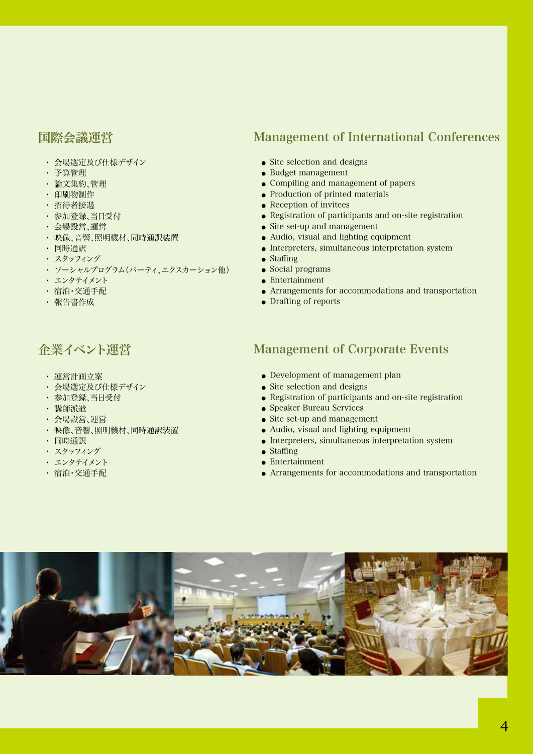## 国際会議運営

- 会場選定及び仕様デザイン
- 予算管理
- 論文集約、管理
- 印刷物制作
- 招待者接遇
- 参加登録、当日受付
- 会場設営、運営
- 映像、音響、照明機材、同時通訳装置
- 同時通訳
- スタッフィング
- ソーシャルプログラム（パーティ、エクスカーション他）
- エンタテイメント
- 宿泊・交通手配
- 報告書作成

## Management of International Conferences

- Site selection and designs
- Budget management
- Compiling and management of papers
- Production of printed materials
- Reception of invitees
- Registration of participants and on-site registration
- Site set-up and management
- Audio, visual and lighting equipment
- Interpreters, simultaneous interpretation system
- Staffing
- Social programs
- Entertainment
- Arrangements for accommodations and transportation
- Drafting of reports

## 企業イベント運営

- 運営計画立案
- 会場選定及び仕様デザイン
- 参加登録、当日受付
- 講師派遣
- 会場設営、運営
- 映像、音響、照明機材、同時通訳装置
- 同時通訳
- スタッフィング
- エンタテイメント
- 宿泊・交通手配

## Management of Corporate Events

- Development of management plan
- Site selection and designs
- Registration of participants and on-site registration
- Speaker Bureau Services
- Site set-up and management
- Audio, visual and lighting equipment
- Interpreters, simultaneous interpretation system
- Staffing
- Entertainment
- Arrangements for accommodations and transportation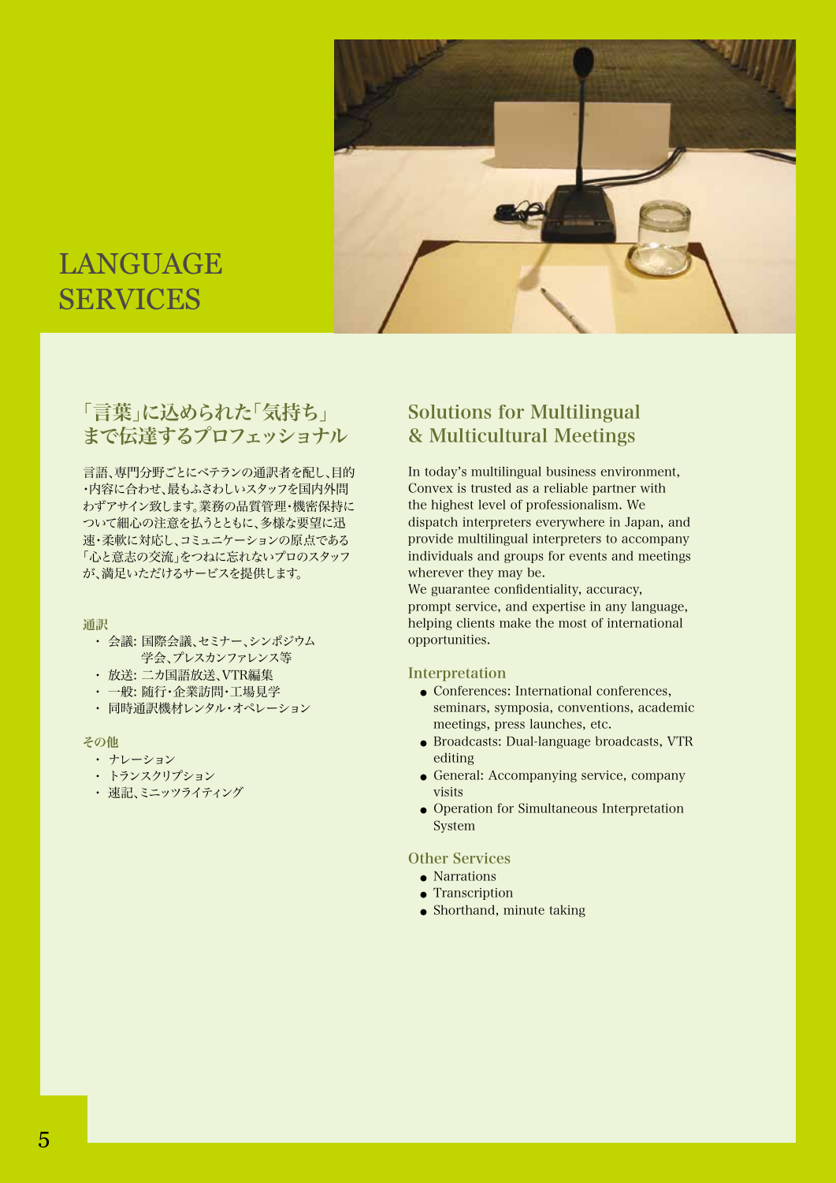# LANGUAGE SERVICES

## 「言葉」に込められた「気持ち」まで伝達するプロフェッショナル

言語、専門分野ごとにベテランの通訳者を配し、目的・内容に合わせ、最もふさわしいスタッフを国内外問わずアサイン致します。業務の品質管理・機密保持について細心の注意を払うとともに、多様な要望に迅速・柔軟に対応し、コミュニケーションの原点である「心と意志の交流」をつねに忘れないプロのスタッフが、満足いただけるサービスを提供します。

### 通訳

- 会議: 国際会議、セミナー、シンポジウム
  学会、プレスカンファレンス等
- 放送: 二カ国語放送、VTR編集
- 一般: 随行・企業訪問・工場見学
- 同時通訳機材レンタル・オペレーション

### その他

- ナレーション
- トランスクリプション
- 速記、ミニッツライティング

## Solutions for Multilingual & Multicultural Meetings

In today's multilingual business environment, Convex is trusted as a reliable partner with the highest level of professionalism. We dispatch interpreters everywhere in Japan, and provide multilingual interpreters to accompany individuals and groups for events and meetings wherever they may be.
We guarantee confidentiality, accuracy, prompt service, and expertise in any language, helping clients make the most of international opportunities.

### Interpretation

- Conferences: International conferences, seminars, symposia, conventions, academic meetings, press launches, etc.
- Broadcasts: Dual-language broadcasts, VTR editing
- General: Accompanying service, company visits
- Operation for Simultaneous Interpretation System

### Other Services

- Narrations
- Transcription
- Shorthand, minute taking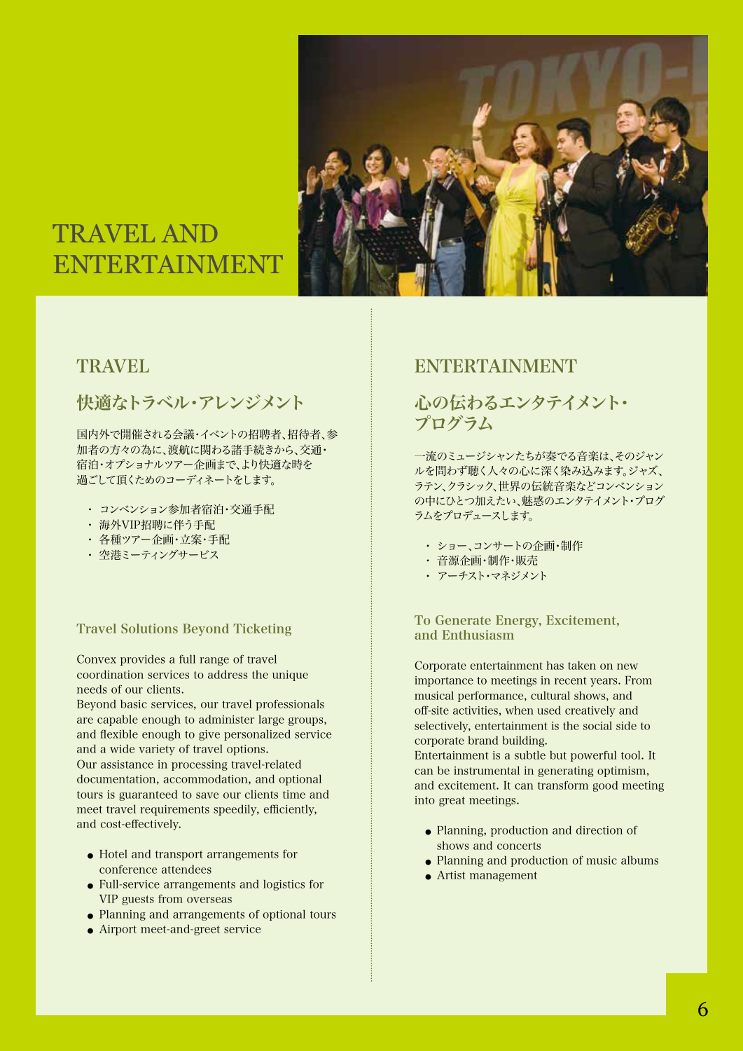# TRAVEL AND ENTERTAINMENT

## TRAVEL

### 快適なトラベル・アレンジメント

国内外で開催される会議・イベントの招聘者、招待者、参加者の方々の為に、渡航に関わる諸手続きから、交通・宿泊・オプショナルツアー企画まで、より快適な時を過ごして頂くためのコーディネートをします。

- コンベンション参加者宿泊・交通手配
- 海外VIP招聘に伴う手配
- 各種ツアー企画・立案・手配
- 空港ミーティングサービス

### Travel Solutions Beyond Ticketing

Convex provides a full range of travel coordination services to address the unique needs of our clients.
Beyond basic services, our travel professionals are capable enough to administer large groups, and flexible enough to give personalized service and a wide variety of travel options.
Our assistance in processing travel-related documentation, accommodation, and optional tours is guaranteed to save our clients time and meet travel requirements speedily, efficiently, and cost-effectively.

- Hotel and transport arrangements for conference attendees
- Full-service arrangements and logistics for VIP guests from overseas
- Planning and arrangements of optional tours
- Airport meet-and-greet service

## ENTERTAINMENT

### 心の伝わるエンタテイメント・プログラム

一流のミュージシャンたちが奏でる音楽は、そのジャンルを問わず聴く人々の心に深く染み込みます。ジャズ、ラテン、クラシック、世界の伝統音楽などコンベンションの中にひとつ加えたい、魅惑のエンタテイメント・プログラムをプロデュースします。

- ショー、コンサートの企画・制作
- 音源企画・制作・販売
- アーチスト・マネジメント

### To Generate Energy, Excitement, and Enthusiasm

Corporate entertainment has taken on new importance to meetings in recent years. From musical performance, cultural shows, and off-site activities, when used creatively and selectively, entertainment is the social side to corporate brand building.
Entertainment is a subtle but powerful tool. It can be instrumental in generating optimism, and excitement. It can transform good meeting into great meetings.

- Planning, production and direction of shows and concerts
- Planning and production of music albums
- Artist management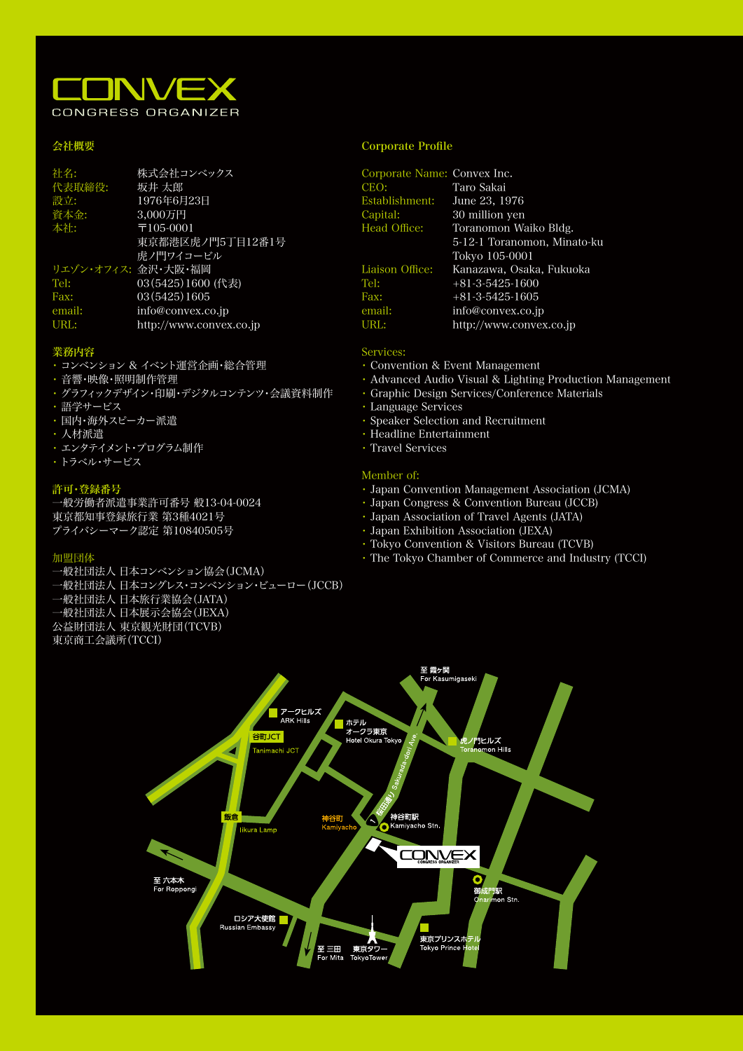# CONVEX

CONGRESS ORGANIZER

## 会社概要

| | |
|---|---|
| 社名: | 株式会社コンベックス |
| 代表取締役: | 坂井 太郎 |
| 設立: | 1976年6月23日 |
| 資本金: | 3,000万円 |
| 本社: | 〒105-0001<br>東京都港区虎ノ門5丁目12番1号<br>虎ノ門ワイコービル |
| リエゾン・オフィス: | 金沢・大阪・福岡 |
| Tel: | 03(5425)1600 (代表) |
| Fax: | 03(5425)1605 |
| email: | info@convex.co.jp |
| URL: | http://www.convex.co.jp |

### 業務内容

- コンベンション & イベント運営企画・総合管理
- 音響・映像・照明制作管理
- グラフィックデザイン・印刷・デジタルコンテンツ・会議資料制作
- 語学サービス
- 国内・海外スピーカー派遣
- 人材派遣
- エンタテイメント・プログラム制作
- トラベル・サービス

### 許可・登録番号

一般労働者派遣事業許可番号 般13-04-0024
東京都知事登録旅行業 第3種4021号
プライバシーマーク認定 第10840505号

### 加盟団体

一般社団法人 日本コンベンション協会(JCMA)
一般社団法人 日本コングレス・コンベンション・ビューロー(JCCB)
一般社団法人 日本旅行業協会(JATA)
一般社団法人 日本展示会協会(JEXA)
公益財団法人 東京観光財団(TCVB)
東京商工会議所(TCCI)

## Corporate Profile

| | |
|---|---|
| Corporate Name: | Convex Inc. |
| CEO: | Taro Sakai |
| Establishment: | June 23, 1976 |
| Capital: | 30 million yen |
| Head Office: | Toranomon Waiko Bldg.<br>5-12-1 Toranomon, Minato-ku<br>Tokyo 105-0001 |
| Liaison Office: | Kanazawa, Osaka, Fukuoka |
| Tel: | +81-3-5425-1600 |
| Fax: | +81-3-5425-1605 |
| email: | info@convex.co.jp |
| URL: | http://www.convex.co.jp |

### Services:

- Convention & Event Management
- Advanced Audio Visual & Lighting Production Management
- Graphic Design Services/Conference Materials
- Language Services
- Speaker Selection and Recruitment
- Headline Entertainment
- Travel Services

### Member of:

- Japan Convention Management Association (JCMA)
- Japan Congress & Convention Bureau (JCCB)
- Japan Association of Travel Agents (JATA)
- Japan Exhibition Association (JEXA)
- Tokyo Convention & Visitors Bureau (TCVB)
- The Tokyo Chamber of Commerce and Industry (TCCI)

至 霞ケ関 For Kasumigaseki
アークヒルズ ARK Hills
ホテル オークラ東京 Hotel Okura Tokyo
虎ノ門ヒルズ Toranomon Hills
谷町JCT Tanimachi JCT
桜田通り Sakurada-dori Ave.
飯倉 Iikura Lamp
神谷町 Kamiyacho
神谷町駅 Kamiyacho Stn.
CONVEX CONGRESS ORGANIZER
御成門駅 Onarimon Stn.
至 六本木 For Roppongi
ロシア大使館 Russian Embassy
至 三田 For Mita
東京タワー TokyoTower
東京プリンスホテル Tokyo Prince Hotel